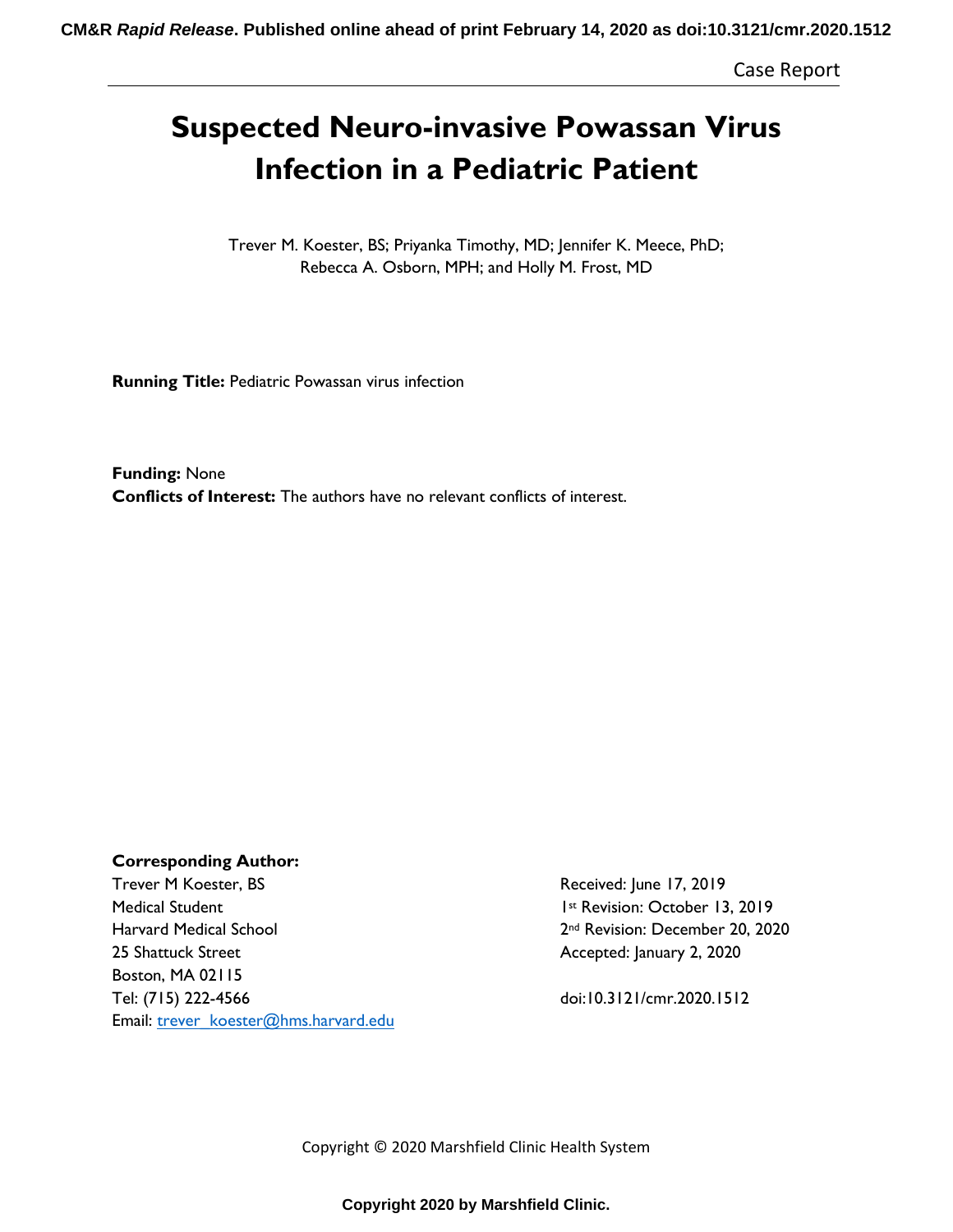CM&R *Rapid Release*. Published online ahead of print February 14, 2020 as doi:10.3121/cmr.2020.1512

Case Report

# Suspected Neuro-invasive Powassan Virus Infection in a Pediatric Patient

Trever M. Koester, BS; Priyanka Timothy, MD; Jennifer K. Meece, PhD; Rebecca A. Osborn, MPH; and Holly M. Frost, MD

**Running Title:** Pediatric Powassan virus infection

**Funding:** None

**Conflicts of Interest:** The authors have no relevant conflicts of interest.

**Corresponding Author:**

Trever M Koester, BS
Medical Student
Harvard Medical School
25 Shattuck Street
Boston, MA 02115
Tel: (715) 222-4566
Email: trever_koester@hms.harvard.edu

Received: June 17, 2019
1st Revision: October 13, 2019
2nd Revision: December 20, 2020
Accepted: January 2, 2020

doi:10.3121/cmr.2020.1512

Copyright © 2020 Marshfield Clinic Health System

**Copyright 2020 by Marshfield Clinic.**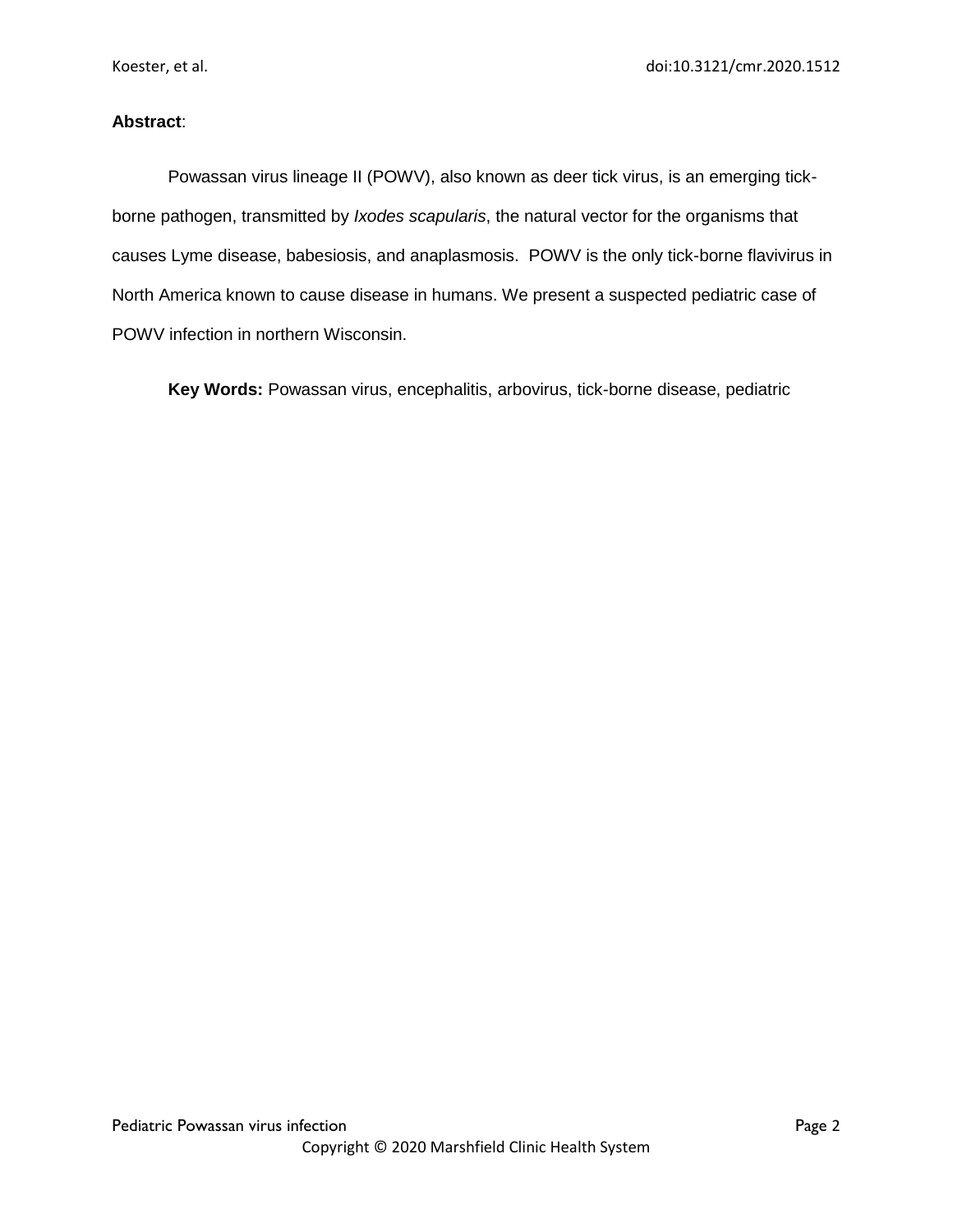**Abstract**:

Powassan virus lineage II (POWV), also known as deer tick virus, is an emerging tick-borne pathogen, transmitted by *Ixodes scapularis*, the natural vector for the organisms that causes Lyme disease, babesiosis, and anaplasmosis. POWV is the only tick-borne flavivirus in North America known to cause disease in humans. We present a suspected pediatric case of POWV infection in northern Wisconsin.

**Key Words:** Powassan virus, encephalitis, arbovirus, tick-borne disease, pediatric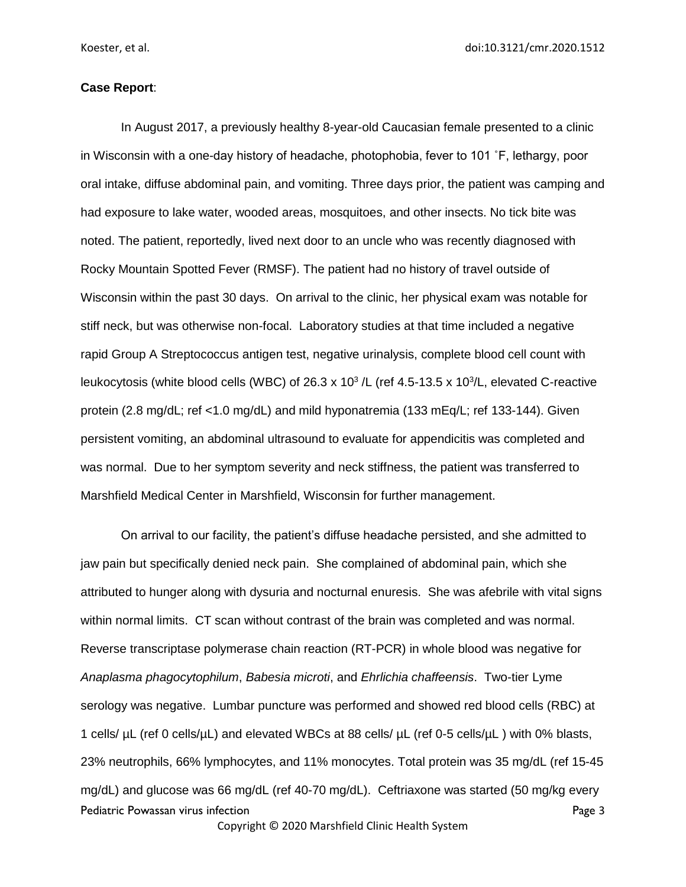**Case Report**:

In August 2017, a previously healthy 8-year-old Caucasian female presented to a clinic in Wisconsin with a one-day history of headache, photophobia, fever to 101 ˚F, lethargy, poor oral intake, diffuse abdominal pain, and vomiting. Three days prior, the patient was camping and had exposure to lake water, wooded areas, mosquitoes, and other insects. No tick bite was noted. The patient, reportedly, lived next door to an uncle who was recently diagnosed with Rocky Mountain Spotted Fever (RMSF). The patient had no history of travel outside of Wisconsin within the past 30 days. On arrival to the clinic, her physical exam was notable for stiff neck, but was otherwise non-focal. Laboratory studies at that time included a negative rapid Group A Streptococcus antigen test, negative urinalysis, complete blood cell count with leukocytosis (white blood cells (WBC) of 26.3 x $10^3$ /L (ref 4.5-13.5 x $10^3$/L, elevated C-reactive protein (2.8 mg/dL; ref <1.0 mg/dL) and mild hyponatremia (133 mEq/L; ref 133-144). Given persistent vomiting, an abdominal ultrasound to evaluate for appendicitis was completed and was normal. Due to her symptom severity and neck stiffness, the patient was transferred to Marshfield Medical Center in Marshfield, Wisconsin for further management.

On arrival to our facility, the patient's diffuse headache persisted, and she admitted to jaw pain but specifically denied neck pain. She complained of abdominal pain, which she attributed to hunger along with dysuria and nocturnal enuresis. She was afebrile with vital signs within normal limits. CT scan without contrast of the brain was completed and was normal. Reverse transcriptase polymerase chain reaction (RT-PCR) in whole blood was negative for *Anaplasma phagocytophilum*, *Babesia microti*, and *Ehrlichia chaffeensis*. Two-tier Lyme serology was negative. Lumbar puncture was performed and showed red blood cells (RBC) at 1 cells/ µL (ref 0 cells/µL) and elevated WBCs at 88 cells/ µL (ref 0-5 cells/µL ) with 0% blasts, 23% neutrophils, 66% lymphocytes, and 11% monocytes. Total protein was 35 mg/dL (ref 15-45 mg/dL) and glucose was 66 mg/dL (ref 40-70 mg/dL). Ceftriaxone was started (50 mg/kg every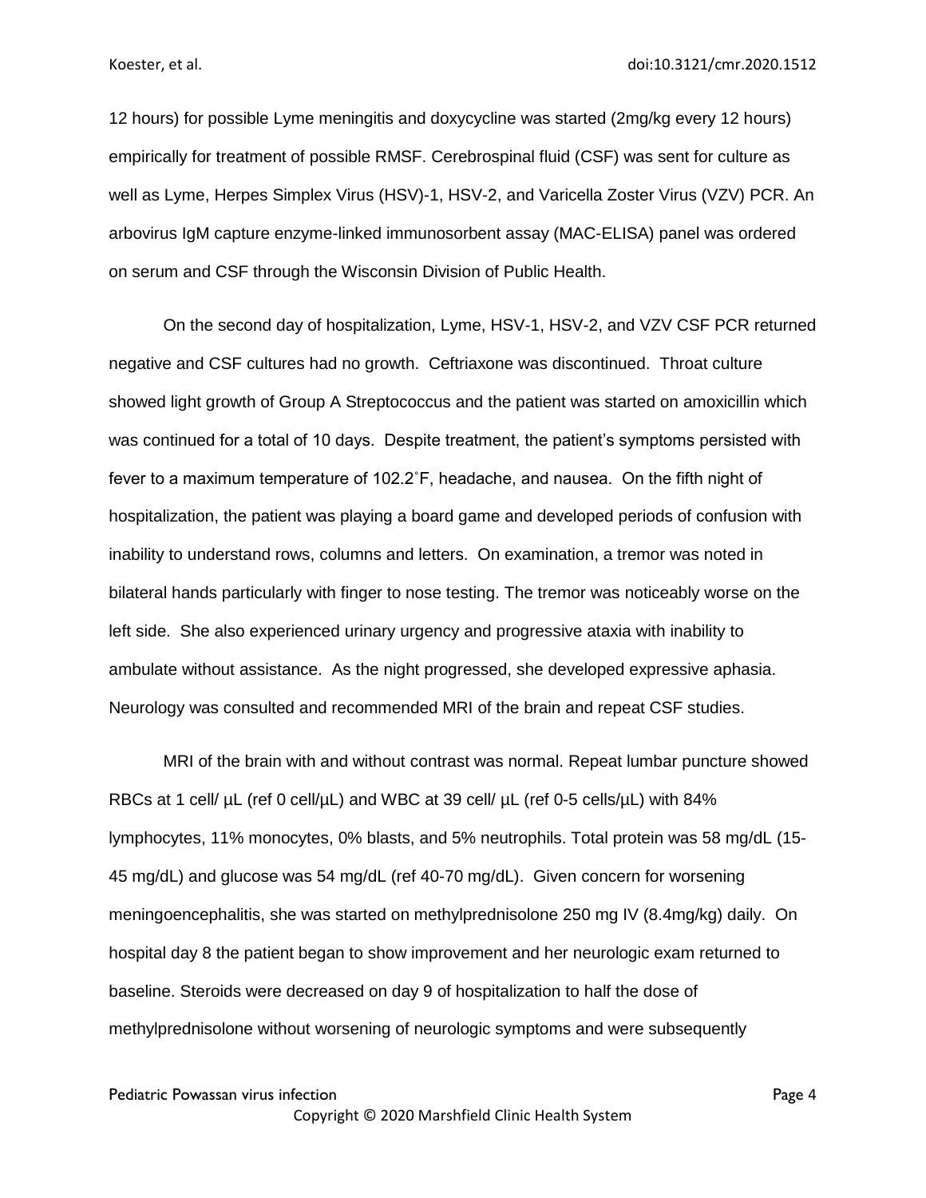12 hours) for possible Lyme meningitis and doxycycline was started (2mg/kg every 12 hours) empirically for treatment of possible RMSF. Cerebrospinal fluid (CSF) was sent for culture as well as Lyme, Herpes Simplex Virus (HSV)-1, HSV-2, and Varicella Zoster Virus (VZV) PCR. An arbovirus IgM capture enzyme-linked immunosorbent assay (MAC-ELISA) panel was ordered on serum and CSF through the Wisconsin Division of Public Health.

On the second day of hospitalization, Lyme, HSV-1, HSV-2, and VZV CSF PCR returned negative and CSF cultures had no growth. Ceftriaxone was discontinued. Throat culture showed light growth of Group A Streptococcus and the patient was started on amoxicillin which was continued for a total of 10 days. Despite treatment, the patient's symptoms persisted with fever to a maximum temperature of 102.2˚F, headache, and nausea. On the fifth night of hospitalization, the patient was playing a board game and developed periods of confusion with inability to understand rows, columns and letters. On examination, a tremor was noted in bilateral hands particularly with finger to nose testing. The tremor was noticeably worse on the left side. She also experienced urinary urgency and progressive ataxia with inability to ambulate without assistance. As the night progressed, she developed expressive aphasia. Neurology was consulted and recommended MRI of the brain and repeat CSF studies.

MRI of the brain with and without contrast was normal. Repeat lumbar puncture showed RBCs at 1 cell/ µL (ref 0 cell/µL) and WBC at 39 cell/ µL (ref 0-5 cells/µL) with 84% lymphocytes, 11% monocytes, 0% blasts, and 5% neutrophils. Total protein was 58 mg/dL (15-45 mg/dL) and glucose was 54 mg/dL (ref 40-70 mg/dL). Given concern for worsening meningoencephalitis, she was started on methylprednisolone 250 mg IV (8.4mg/kg) daily. On hospital day 8 the patient began to show improvement and her neurologic exam returned to baseline. Steroids were decreased on day 9 of hospitalization to half the dose of methylprednisolone without worsening of neurologic symptoms and were subsequently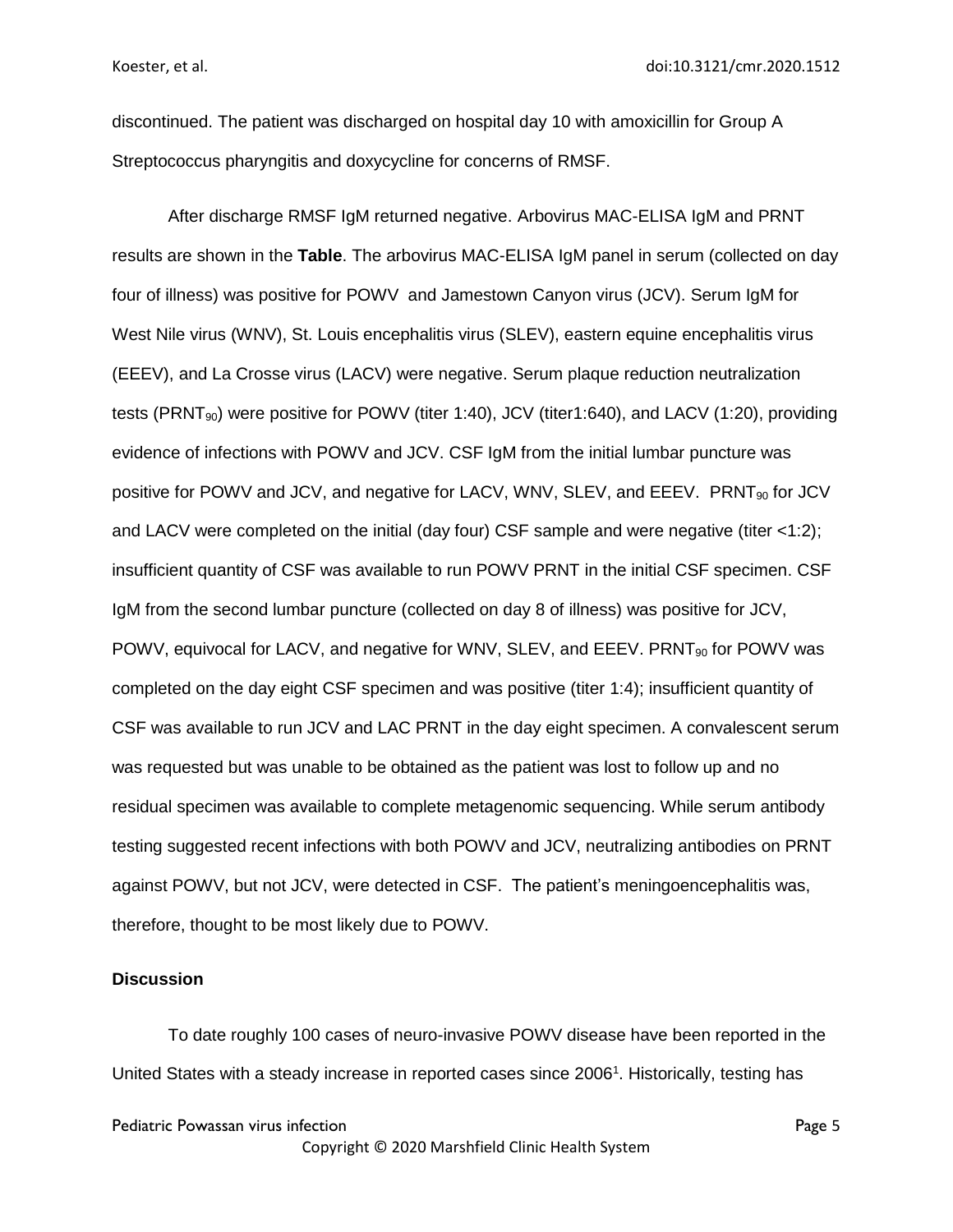discontinued. The patient was discharged on hospital day 10 with amoxicillin for Group A Streptococcus pharyngitis and doxycycline for concerns of RMSF.

After discharge RMSF IgM returned negative. Arbovirus MAC-ELISA IgM and PRNT results are shown in the **Table**. The arbovirus MAC-ELISA IgM panel in serum (collected on day four of illness) was positive for POWV and Jamestown Canyon virus (JCV). Serum IgM for West Nile virus (WNV), St. Louis encephalitis virus (SLEV), eastern equine encephalitis virus (EEEV), and La Crosse virus (LACV) were negative. Serum plaque reduction neutralization tests ($PRNT_{90}$) were positive for POWV (titer 1:40), JCV (titer1:640), and LACV (1:20), providing evidence of infections with POWV and JCV. CSF IgM from the initial lumbar puncture was positive for POWV and JCV, and negative for LACV, WNV, SLEV, and EEEV. $PRNT_{90}$ for JCV and LACV were completed on the initial (day four) CSF sample and were negative (titer <1:2); insufficient quantity of CSF was available to run POWV PRNT in the initial CSF specimen. CSF IgM from the second lumbar puncture (collected on day 8 of illness) was positive for JCV, POWV, equivocal for LACV, and negative for WNV, SLEV, and EEEV. $PRNT_{90}$ for POWV was completed on the day eight CSF specimen and was positive (titer 1:4); insufficient quantity of CSF was available to run JCV and LAC PRNT in the day eight specimen. A convalescent serum was requested but was unable to be obtained as the patient was lost to follow up and no residual specimen was available to complete metagenomic sequencing. While serum antibody testing suggested recent infections with both POWV and JCV, neutralizing antibodies on PRNT against POWV, but not JCV, were detected in CSF. The patient's meningoencephalitis was, therefore, thought to be most likely due to POWV.

### Discussion

To date roughly 100 cases of neuro-invasive POWV disease have been reported in the United States with a steady increase in reported cases since 2006[1]. Historically, testing has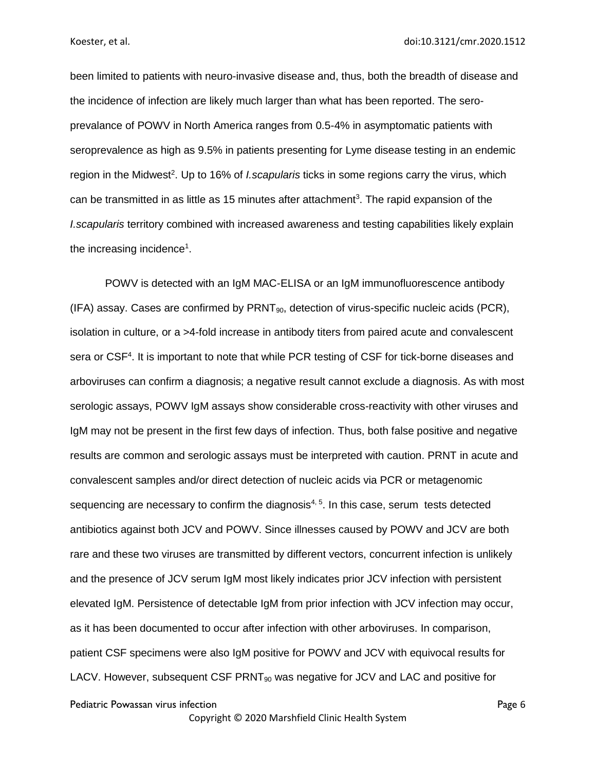been limited to patients with neuro-invasive disease and, thus, both the breadth of disease and the incidence of infection are likely much larger than what has been reported. The sero-prevalance of POWV in North America ranges from 0.5-4% in asymptomatic patients with seroprevalence as high as 9.5% in patients presenting for Lyme disease testing in an endemic region in the Midwest[2]. Up to 16% of *I.scapularis* ticks in some regions carry the virus, which can be transmitted in as little as 15 minutes after attachment[3]. The rapid expansion of the *I.scapularis* territory combined with increased awareness and testing capabilities likely explain the increasing incidence[1].

POWV is detected with an IgM MAC-ELISA or an IgM immunofluorescence antibody (IFA) assay. Cases are confirmed by $PRNT_{90}$, detection of virus-specific nucleic acids (PCR), isolation in culture, or a >4-fold increase in antibody titers from paired acute and convalescent sera or CSF[4]. It is important to note that while PCR testing of CSF for tick-borne diseases and arboviruses can confirm a diagnosis; a negative result cannot exclude a diagnosis. As with most serologic assays, POWV IgM assays show considerable cross-reactivity with other viruses and IgM may not be present in the first few days of infection. Thus, both false positive and negative results are common and serologic assays must be interpreted with caution. PRNT in acute and convalescent samples and/or direct detection of nucleic acids via PCR or metagenomic sequencing are necessary to confirm the diagnosis[4, 5]. In this case, serum tests detected antibiotics against both JCV and POWV. Since illnesses caused by POWV and JCV are both rare and these two viruses are transmitted by different vectors, concurrent infection is unlikely and the presence of JCV serum IgM most likely indicates prior JCV infection with persistent elevated IgM. Persistence of detectable IgM from prior infection with JCV infection may occur, as it has been documented to occur after infection with other arboviruses. In comparison, patient CSF specimens were also IgM positive for POWV and JCV with equivocal results for LACV. However, subsequent CSF $PRNT_{90}$ was negative for JCV and LAC and positive for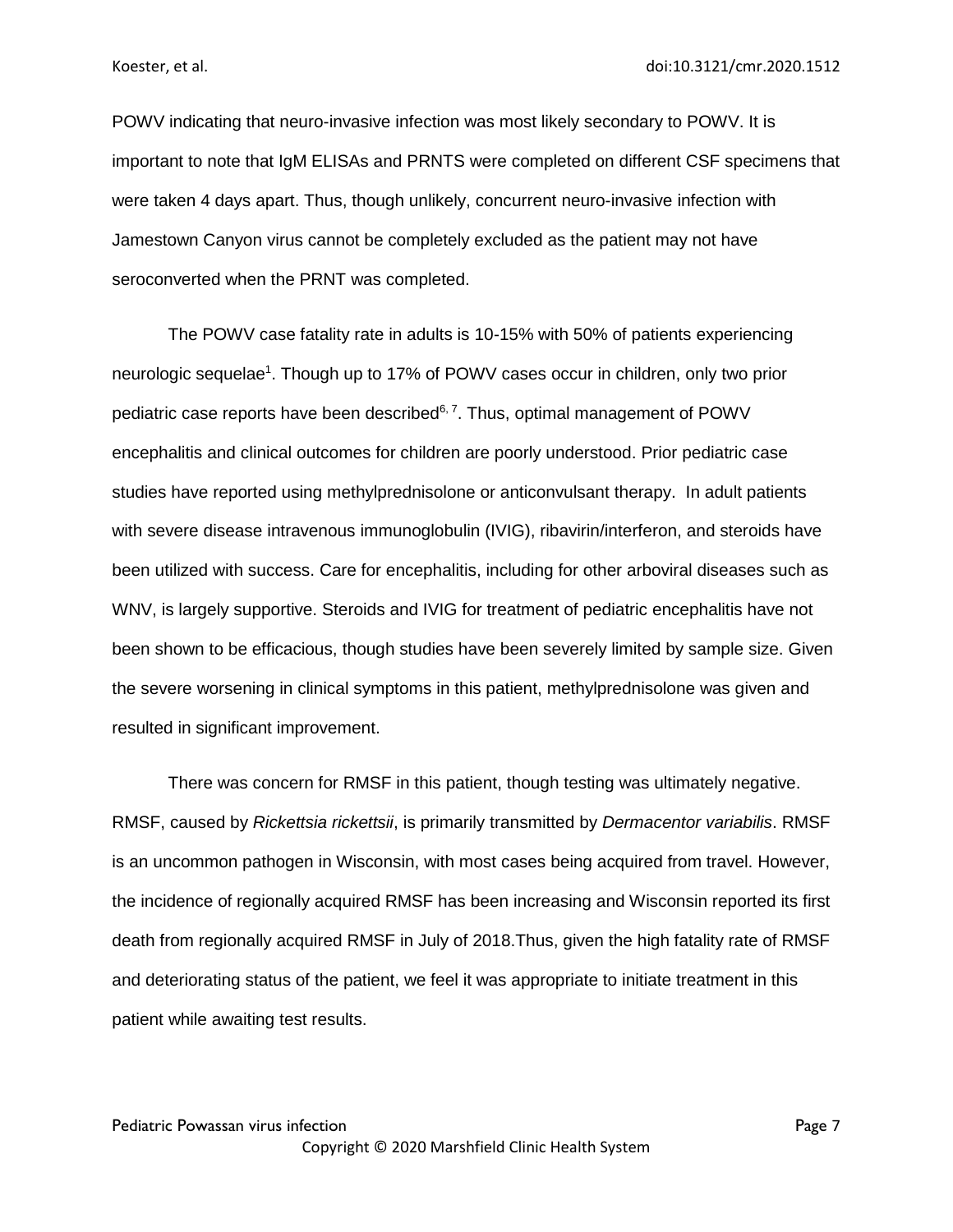POWV indicating that neuro-invasive infection was most likely secondary to POWV. It is important to note that IgM ELISAs and PRNTS were completed on different CSF specimens that were taken 4 days apart. Thus, though unlikely, concurrent neuro-invasive infection with Jamestown Canyon virus cannot be completely excluded as the patient may not have seroconverted when the PRNT was completed.

The POWV case fatality rate in adults is 10-15% with 50% of patients experiencing neurologic sequelae[1]. Though up to 17% of POWV cases occur in children, only two prior pediatric case reports have been described[6, 7]. Thus, optimal management of POWV encephalitis and clinical outcomes for children are poorly understood. Prior pediatric case studies have reported using methylprednisolone or anticonvulsant therapy. In adult patients with severe disease intravenous immunoglobulin (IVIG), ribavirin/interferon, and steroids have been utilized with success. Care for encephalitis, including for other arboviral diseases such as WNV, is largely supportive. Steroids and IVIG for treatment of pediatric encephalitis have not been shown to be efficacious, though studies have been severely limited by sample size. Given the severe worsening in clinical symptoms in this patient, methylprednisolone was given and resulted in significant improvement.

There was concern for RMSF in this patient, though testing was ultimately negative. RMSF, caused by *Rickettsia rickettsii*, is primarily transmitted by *Dermacentor variabilis*. RMSF is an uncommon pathogen in Wisconsin, with most cases being acquired from travel. However, the incidence of regionally acquired RMSF has been increasing and Wisconsin reported its first death from regionally acquired RMSF in July of 2018.Thus, given the high fatality rate of RMSF and deteriorating status of the patient, we feel it was appropriate to initiate treatment in this patient while awaiting test results.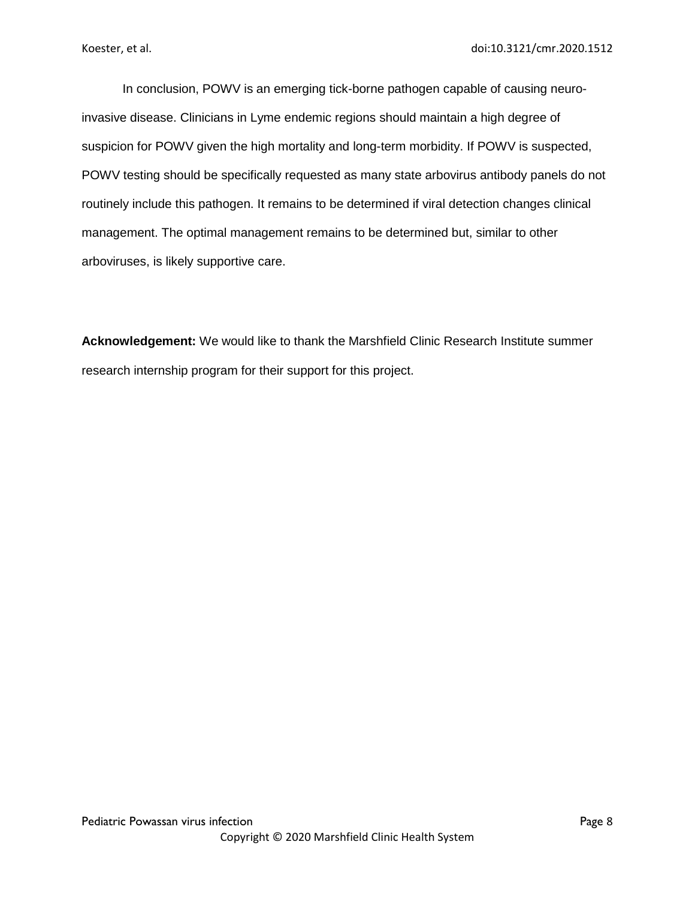In conclusion, POWV is an emerging tick-borne pathogen capable of causing neuro-invasive disease. Clinicians in Lyme endemic regions should maintain a high degree of suspicion for POWV given the high mortality and long-term morbidity. If POWV is suspected, POWV testing should be specifically requested as many state arbovirus antibody panels do not routinely include this pathogen. It remains to be determined if viral detection changes clinical management. The optimal management remains to be determined but, similar to other arboviruses, is likely supportive care.

**Acknowledgement:** We would like to thank the Marshfield Clinic Research Institute summer research internship program for their support for this project.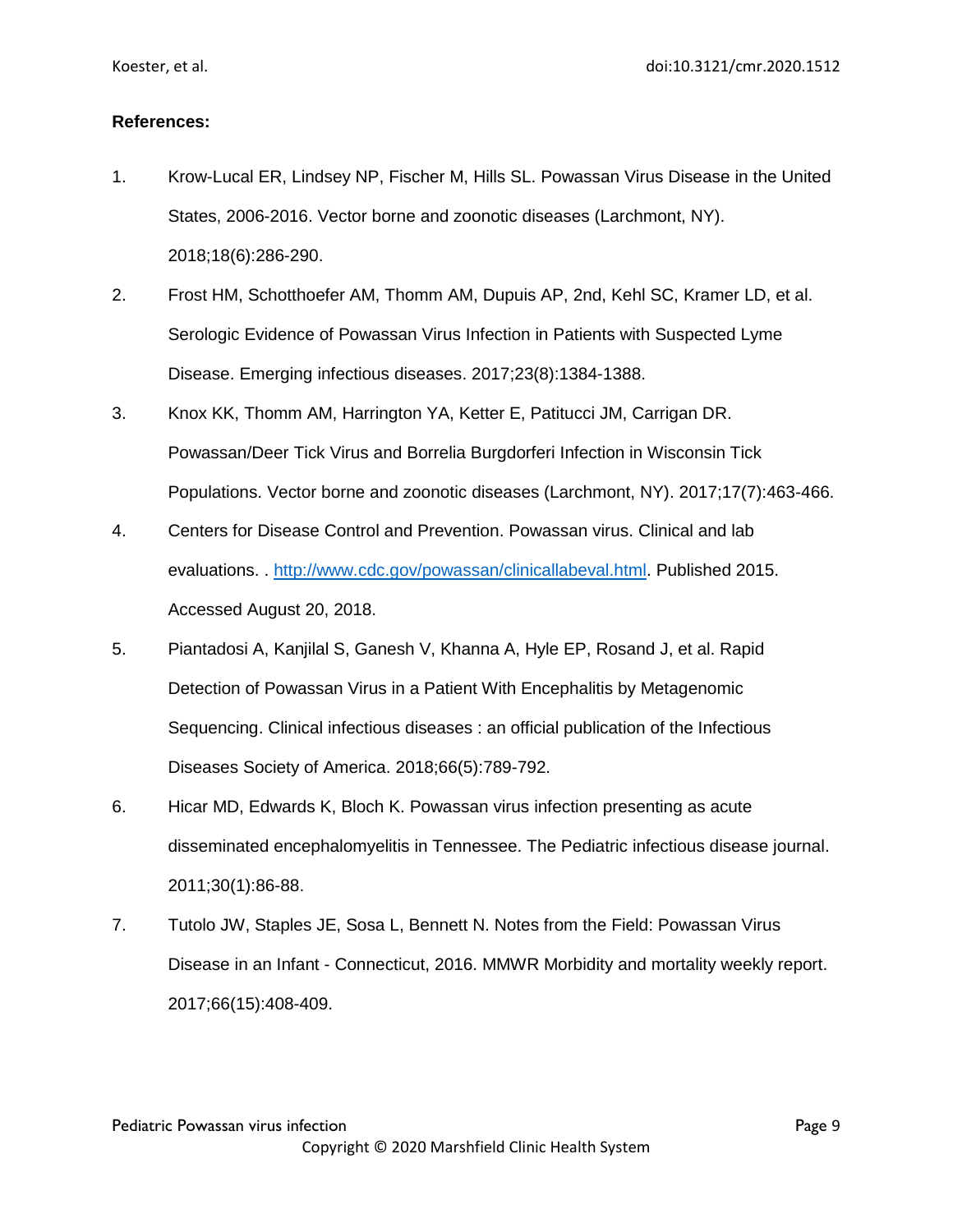**References:**

1. Krow-Lucal ER, Lindsey NP, Fischer M, Hills SL. Powassan Virus Disease in the United States, 2006-2016. Vector borne and zoonotic diseases (Larchmont, NY). 2018;18(6):286-290.

2. Frost HM, Schotthoefer AM, Thomm AM, Dupuis AP, 2nd, Kehl SC, Kramer LD, et al. Serologic Evidence of Powassan Virus Infection in Patients with Suspected Lyme Disease. Emerging infectious diseases. 2017;23(8):1384-1388.

3. Knox KK, Thomm AM, Harrington YA, Ketter E, Patitucci JM, Carrigan DR. Powassan/Deer Tick Virus and Borrelia Burgdorferi Infection in Wisconsin Tick Populations. Vector borne and zoonotic diseases (Larchmont, NY). 2017;17(7):463-466.

4. Centers for Disease Control and Prevention. Powassan virus. Clinical and lab evaluations. . http://www.cdc.gov/powassan/clinicallabeval.html. Published 2015. Accessed August 20, 2018.

5. Piantadosi A, Kanjilal S, Ganesh V, Khanna A, Hyle EP, Rosand J, et al. Rapid Detection of Powassan Virus in a Patient With Encephalitis by Metagenomic Sequencing. Clinical infectious diseases : an official publication of the Infectious Diseases Society of America. 2018;66(5):789-792.

6. Hicar MD, Edwards K, Bloch K. Powassan virus infection presenting as acute disseminated encephalomyelitis in Tennessee. The Pediatric infectious disease journal. 2011;30(1):86-88.

7. Tutolo JW, Staples JE, Sosa L, Bennett N. Notes from the Field: Powassan Virus Disease in an Infant - Connecticut, 2016. MMWR Morbidity and mortality weekly report. 2017;66(15):408-409.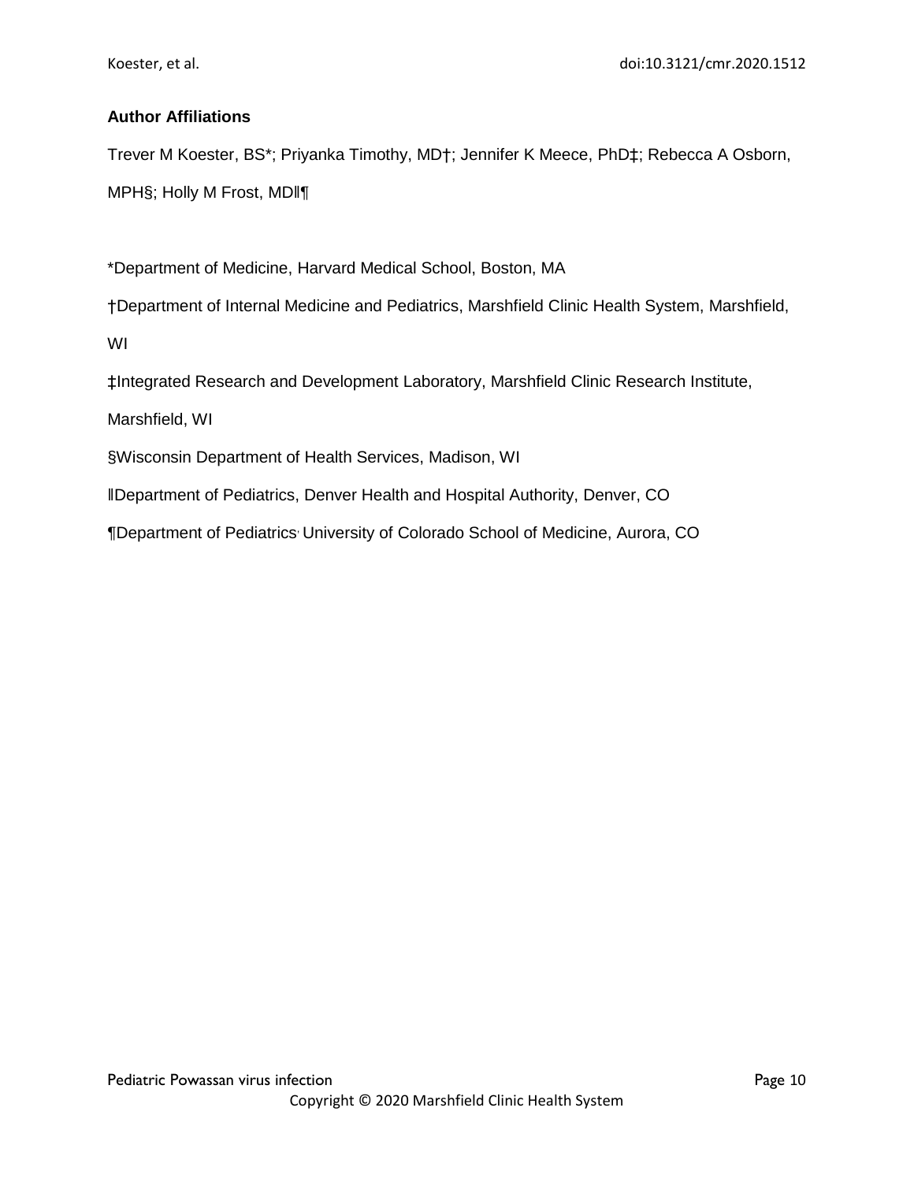**Author Affiliations**

Trever M Koester, BS*; Priyanka Timothy, MD†; Jennifer K Meece, PhD‡; Rebecca A Osborn, MPH§; Holly M Frost, MD‖¶

*Department of Medicine, Harvard Medical School, Boston, MA

†Department of Internal Medicine and Pediatrics, Marshfield Clinic Health System, Marshfield, WI

‡Integrated Research and Development Laboratory, Marshfield Clinic Research Institute, Marshfield, WI

§Wisconsin Department of Health Services, Madison, WI

‖Department of Pediatrics, Denver Health and Hospital Authority, Denver, CO

¶Department of Pediatrics, University of Colorado School of Medicine, Aurora, CO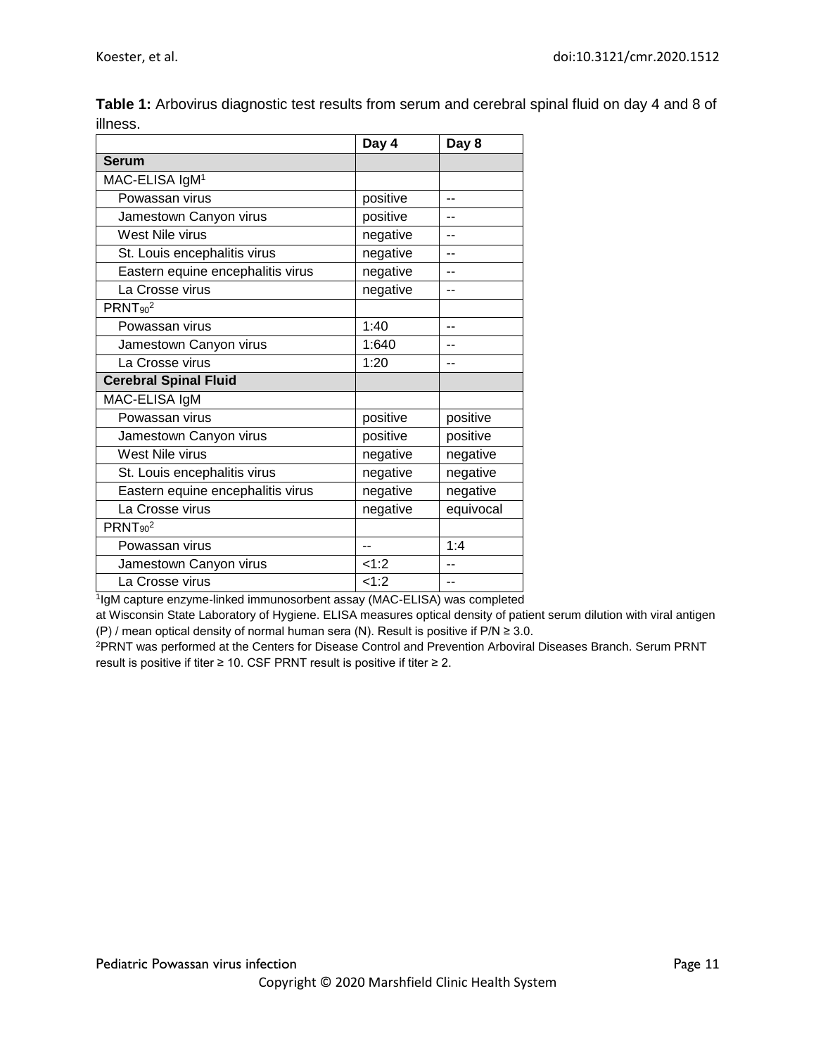**Table 1:** Arbovirus diagnostic test results from serum and cerebral spinal fluid on day 4 and 8 of illness.

| | Day 4 | Day 8 |
|---|---|---|
| **Serum** | | |
| MAC-ELISA IgM[1] | | |
| Powassan virus | positive | -- |
| Jamestown Canyon virus | positive | -- |
| West Nile virus | negative | -- |
| St. Louis encephalitis virus | negative | -- |
| Eastern equine encephalitis virus | negative | -- |
| La Crosse virus | negative | -- |
| $PRNT_{90}$[2] | | |
| Powassan virus | 1:40 | -- |
| Jamestown Canyon virus | 1:640 | -- |
| La Crosse virus | 1:20 | -- |
| **Cerebral Spinal Fluid** | | |
| MAC-ELISA IgM | | |
| Powassan virus | positive | positive |
| Jamestown Canyon virus | positive | positive |
| West Nile virus | negative | negative |
| St. Louis encephalitis virus | negative | negative |
| Eastern equine encephalitis virus | negative | negative |
| La Crosse virus | negative | equivocal |
| $PRNT_{90}$[2] | | |
| Powassan virus | -- | 1:4 |
| Jamestown Canyon virus | <1:2 | -- |
| La Crosse virus | <1:2 | -- |

[1]IgM capture enzyme-linked immunosorbent assay (MAC-ELISA) was completed at Wisconsin State Laboratory of Hygiene. ELISA measures optical density of patient serum dilution with viral antigen (P) / mean optical density of normal human sera (N). Result is positive if P/N ≥ 3.0.

[2]PRNT was performed at the Centers for Disease Control and Prevention Arboviral Diseases Branch. Serum PRNT result is positive if titer ≥ 10. CSF PRNT result is positive if titer ≥ 2.